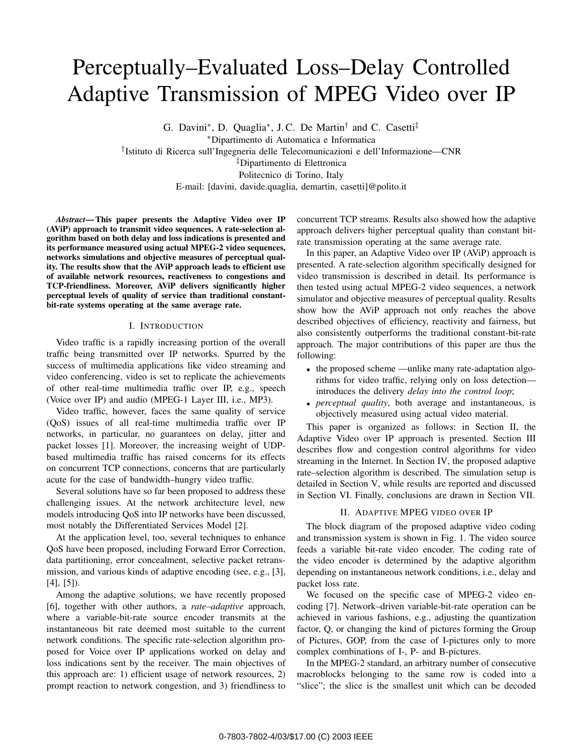# Perceptually–Evaluated Loss–Delay Controlled Adaptive Transmission of MPEG Video over IP

G. Davini*, D. Quaglia*, J.C. De Martin† and C. Casetti‡

*Dipartimento di Automatica e Informatica

†Istituto di Ricerca sull'Ingegneria delle Telecomunicazioni e dell'Informazione—CNR

‡Dipartimento di Elettronica

Politecnico di Torino, Italy

E-mail: [davini, davide.quaglia, demartin, casetti]@polito.it

***Abstract*— This paper presents the Adaptive Video over IP (AViP) approach to transmit video sequences. A rate-selection algorithm based on both delay and loss indications is presented and its performance measured using actual MPEG-2 video sequences, networks simulations and objective measures of perceptual quality. The results show that the AViP approach leads to efficient use of available network resources, reactiveness to congestions and TCP-friendliness. Moreover, AViP delivers significantly higher perceptual levels of quality of service than traditional constant-bit-rate systems operating at the same average rate.**

## I. Introduction

Video traffic is a rapidly increasing portion of the overall traffic being transmitted over IP networks. Spurred by the success of multimedia applications like video streaming and video conferencing, video is set to replicate the achievements of other real-time multimedia traffic over IP, e.g., speech (Voice over IP) and audio (MPEG-1 Layer III, i.e., MP3).

Video traffic, however, faces the same quality of service (QoS) issues of all real-time multimedia traffic over IP networks, in particular, no guarantees on delay, jitter and packet losses [1]. Moreover, the increasing weight of UDP-based multimedia traffic has raised concerns for its effects on concurrent TCP connections, concerns that are particularly acute for the case of bandwidth–hungry video traffic.

Several solutions have so far been proposed to address these challenging issues. At the network architecture level, new models introducing QoS into IP networks have been discussed, most notably the Differentiated Services Model [2].

At the application level, too, several techniques to enhance QoS have been proposed, including Forward Error Correction, data partitioning, error concealment, selective packet retransmission, and various kinds of adaptive encoding (see, e.g., [3], [4], [5]).

Among the adaptive solutions, we have recently proposed [6], together with other authors, a *rate–adaptive* approach, where a variable-bit-rate source encoder transmits at the instantaneous bit rate deemed most suitable to the current network conditions. The specific rate-selection algorithm proposed for Voice over IP applications worked on delay and loss indications sent by the receiver. The main objectives of this approach are: 1) efficient usage of network resources, 2) prompt reaction to network congestion, and 3) friendliness to concurrent TCP streams. Results also showed how the adaptive approach delivers higher perceptual quality than constant bit-rate transmission operating at the same average rate.

In this paper, an Adaptive Video over IP (AViP) approach is presented. A rate-selection algorithm specifically designed for video transmission is described in detail. Its performance is then tested using actual MPEG-2 video sequences, a network simulator and objective measures of perceptual quality. Results show how the AViP approach not only reaches the above described objectives of efficiency, reactivity and fairness, but also consistently outperforms the traditional constant-bit-rate approach. The major contributions of this paper are thus the following:

- the proposed scheme —unlike many rate-adaptation algorithms for video traffic, relying only on loss detection— introduces the delivery *delay into the control loop*;
- *perceptual quality*, both average and instantaneous, is objectively measured using actual video material.

This paper is organized as follows: in Section II, the Adaptive Video over IP approach is presented. Section III describes flow and congestion control algorithms for video streaming in the Internet. In Section IV, the proposed adaptive rate–selection algorithm is described. The simulation setup is detailed in Section V, while results are reported and discussed in Section VI. Finally, conclusions are drawn in Section VII.

## II. Adaptive MPEG video over IP

The block diagram of the proposed adaptive video coding and transmission system is shown in Fig. 1. The video source feeds a variable bit-rate video encoder. The coding rate of the video encoder is determined by the adaptive algorithm depending on instantaneous network conditions, i.e., delay and packet loss rate.

We focused on the specific case of MPEG-2 video encoding [7]. Network–driven variable-bit-rate operation can be achieved in various fashions, e.g., adjusting the quantization factor, Q, or changing the kind of pictures forming the Group of Pictures, GOP, from the case of I-pictures only to more complex combinations of I-, P- and B-pictures.

In the MPEG-2 standard, an arbitrary number of consecutive macroblocks belonging to the same row is coded into a "slice"; the slice is the smallest unit which can be decoded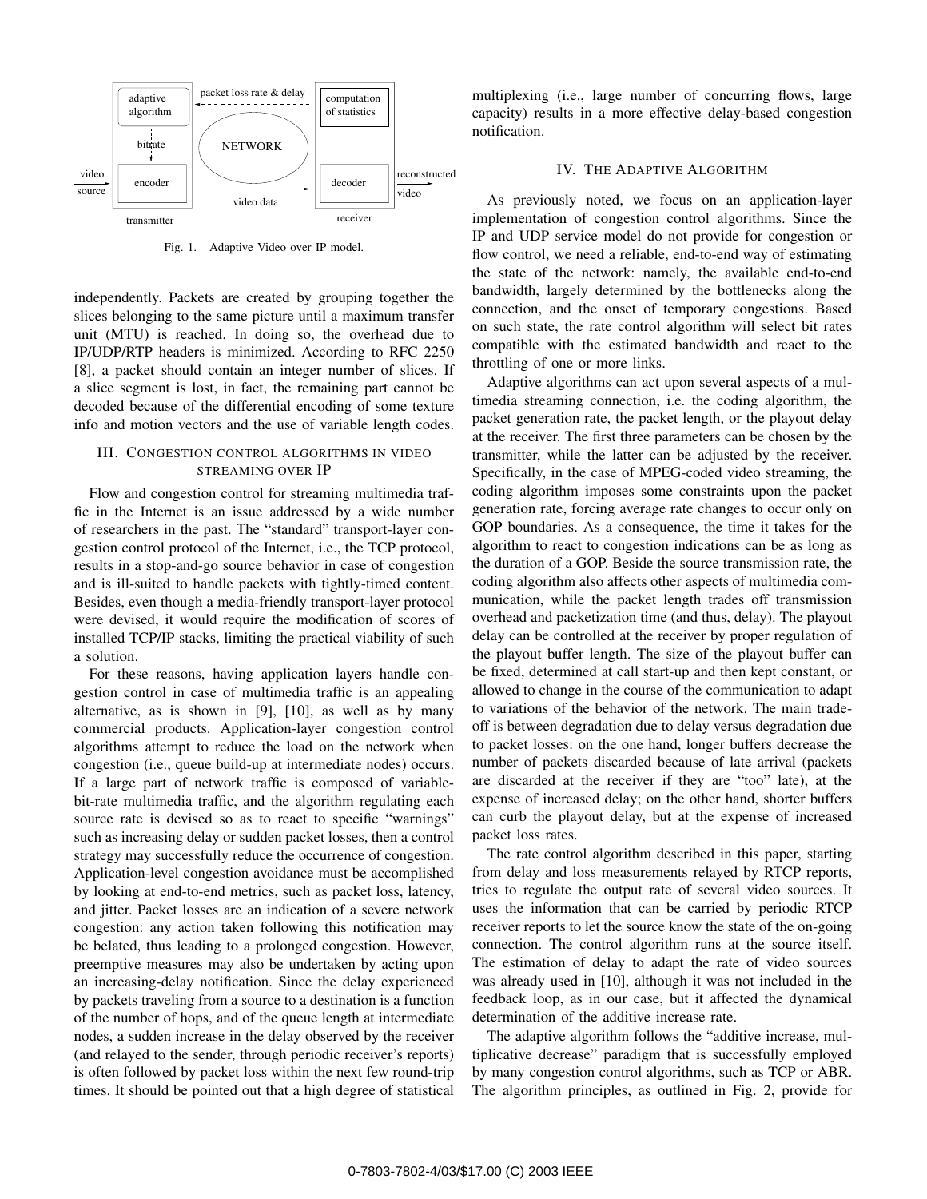Fig. 1. Adaptive Video over IP model.

independently. Packets are created by grouping together the slices belonging to the same picture until a maximum transfer unit (MTU) is reached. In doing so, the overhead due to IP/UDP/RTP headers is minimized. According to RFC 2250 [8], a packet should contain an integer number of slices. If a slice segment is lost, in fact, the remaining part cannot be decoded because of the differential encoding of some texture info and motion vectors and the use of variable length codes.

## III. Congestion control algorithms in video streaming over IP

Flow and congestion control for streaming multimedia traffic in the Internet is an issue addressed by a wide number of researchers in the past. The "standard" transport-layer congestion control protocol of the Internet, i.e., the TCP protocol, results in a stop-and-go source behavior in case of congestion and is ill-suited to handle packets with tightly-timed content. Besides, even though a media-friendly transport-layer protocol were devised, it would require the modification of scores of installed TCP/IP stacks, limiting the practical viability of such a solution.

For these reasons, having application layers handle congestion control in case of multimedia traffic is an appealing alternative, as is shown in [9], [10], as well as by many commercial products. Application-layer congestion control algorithms attempt to reduce the load on the network when congestion (i.e., queue build-up at intermediate nodes) occurs. If a large part of network traffic is composed of variable-bit-rate multimedia traffic, and the algorithm regulating each source rate is devised so as to react to specific "warnings" such as increasing delay or sudden packet losses, then a control strategy may successfully reduce the occurrence of congestion. Application-level congestion avoidance must be accomplished by looking at end-to-end metrics, such as packet loss, latency, and jitter. Packet losses are an indication of a severe network congestion: any action taken following this notification may be belated, thus leading to a prolonged congestion. However, preemptive measures may also be undertaken by acting upon an increasing-delay notification. Since the delay experienced by packets traveling from a source to a destination is a function of the number of hops, and of the queue length at intermediate nodes, a sudden increase in the delay observed by the receiver (and relayed to the sender, through periodic receiver's reports) is often followed by packet loss within the next few round-trip times. It should be pointed out that a high degree of statistical multiplexing (i.e., large number of concurring flows, large capacity) results in a more effective delay-based congestion notification.

## IV. The Adaptive Algorithm

As previously noted, we focus on an application-layer implementation of congestion control algorithms. Since the IP and UDP service model do not provide for congestion or flow control, we need a reliable, end-to-end way of estimating the state of the network: namely, the available end-to-end bandwidth, largely determined by the bottlenecks along the connection, and the onset of temporary congestions. Based on such state, the rate control algorithm will select bit rates compatible with the estimated bandwidth and react to the throttling of one or more links.

Adaptive algorithms can act upon several aspects of a multimedia streaming connection, i.e. the coding algorithm, the packet generation rate, the packet length, or the playout delay at the receiver. The first three parameters can be chosen by the transmitter, while the latter can be adjusted by the receiver. Specifically, in the case of MPEG-coded video streaming, the coding algorithm imposes some constraints upon the packet generation rate, forcing average rate changes to occur only on GOP boundaries. As a consequence, the time it takes for the algorithm to react to congestion indications can be as long as the duration of a GOP. Beside the source transmission rate, the coding algorithm also affects other aspects of multimedia communication, while the packet length trades off transmission overhead and packetization time (and thus, delay). The playout delay can be controlled at the receiver by proper regulation of the playout buffer length. The size of the playout buffer can be fixed, determined at call start-up and then kept constant, or allowed to change in the course of the communication to adapt to variations of the behavior of the network. The main trade-off is between degradation due to delay versus degradation due to packet losses: on the one hand, longer buffers decrease the number of packets discarded because of late arrival (packets are discarded at the receiver if they are "too" late), at the expense of increased delay; on the other hand, shorter buffers can curb the playout delay, but at the expense of increased packet loss rates.

The rate control algorithm described in this paper, starting from delay and loss measurements relayed by RTCP reports, tries to regulate the output rate of several video sources. It uses the information that can be carried by periodic RTCP receiver reports to let the source know the state of the on-going connection. The control algorithm runs at the source itself. The estimation of delay to adapt the rate of video sources was already used in [10], although it was not included in the feedback loop, as in our case, but it affected the dynamical determination of the additive increase rate.

The adaptive algorithm follows the "additive increase, multiplicative decrease" paradigm that is successfully employed by many congestion control algorithms, such as TCP or ABR. The algorithm principles, as outlined in Fig. 2, provide for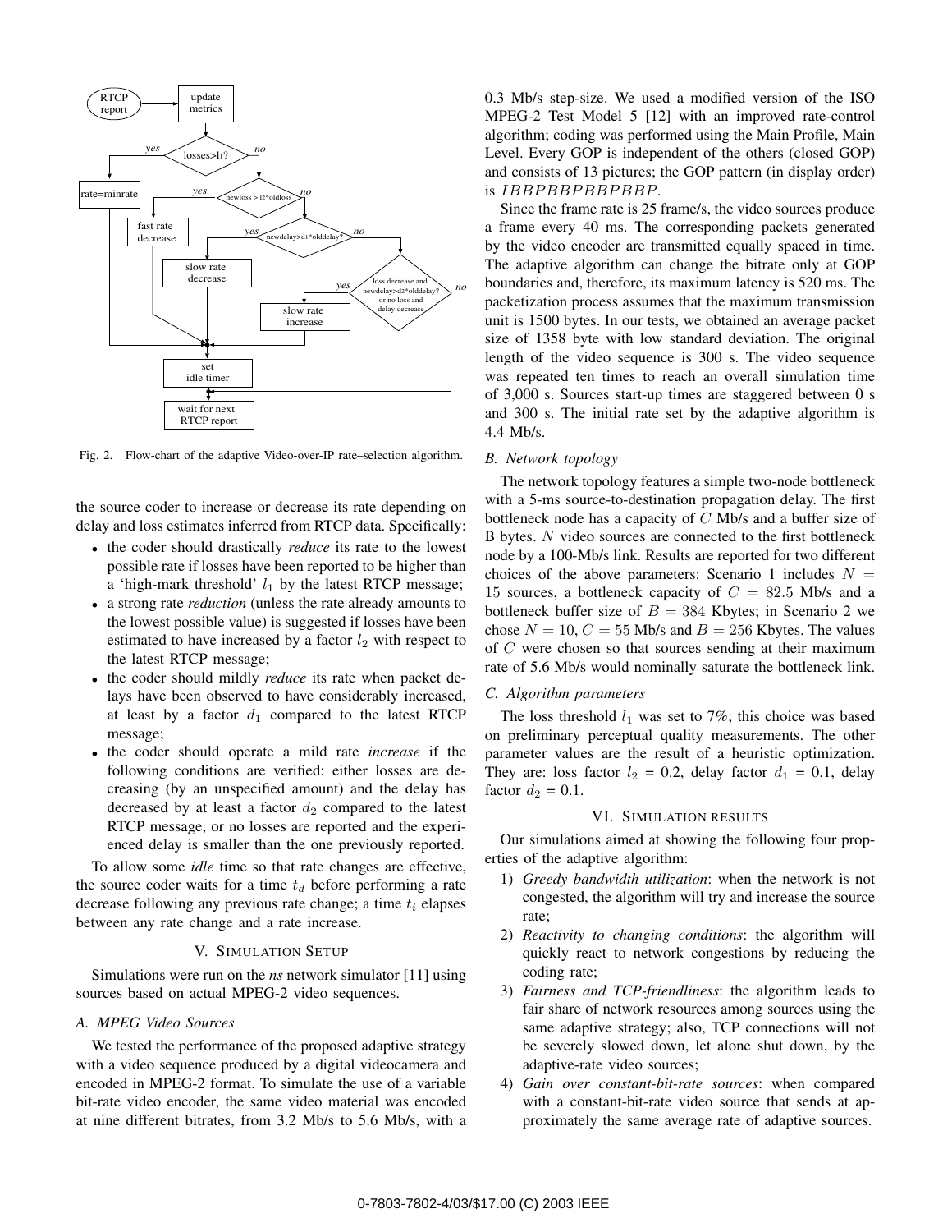Fig. 2. Flow-chart of the adaptive Video-over-IP rate–selection algorithm.

the source coder to increase or decrease its rate depending on delay and loss estimates inferred from RTCP data. Specifically:

- the coder should drastically *reduce* its rate to the lowest possible rate if losses have been reported to be higher than a 'high-mark threshold' $l_1$ by the latest RTCP message;
- a strong rate *reduction* (unless the rate already amounts to the lowest possible value) is suggested if losses have been estimated to have increased by a factor $l_2$ with respect to the latest RTCP message;
- the coder should mildly *reduce* its rate when packet delays have been observed to have considerably increased, at least by a factor $d_1$ compared to the latest RTCP message;
- the coder should operate a mild rate *increase* if the following conditions are verified: either losses are decreasing (by an unspecified amount) and the delay has decreased by at least a factor $d_2$ compared to the latest RTCP message, or no losses are reported and the experienced delay is smaller than the one previously reported.

To allow some *idle* time so that rate changes are effective, the source coder waits for a time $t_d$ before performing a rate decrease following any previous rate change; a time $t_i$ elapses between any rate change and a rate increase.

## V. Simulation Setup

Simulations were run on the *ns* network simulator [11] using sources based on actual MPEG-2 video sequences.

### A. MPEG Video Sources

We tested the performance of the proposed adaptive strategy with a video sequence produced by a digital videocamera and encoded in MPEG-2 format. To simulate the use of a variable bit-rate video encoder, the same video material was encoded at nine different bitrates, from 3.2 Mb/s to 5.6 Mb/s, with a 0.3 Mb/s step-size. We used a modified version of the ISO MPEG-2 Test Model 5 [12] with an improved rate-control algorithm; coding was performed using the Main Profile, Main Level. Every GOP is independent of the others (closed GOP) and consists of 13 pictures; the GOP pattern (in display order) is $IBBPBBPBBPBBP$.

Since the frame rate is 25 frame/s, the video sources produce a frame every 40 ms. The corresponding packets generated by the video encoder are transmitted equally spaced in time. The adaptive algorithm can change the bitrate only at GOP boundaries and, therefore, its maximum latency is 520 ms. The packetization process assumes that the maximum transmission unit is 1500 bytes. In our tests, we obtained an average packet size of 1358 byte with low standard deviation. The original length of the video sequence is 300 s. The video sequence was repeated ten times to reach an overall simulation time of 3,000 s. Sources start-up times are staggered between 0 s and 300 s. The initial rate set by the adaptive algorithm is 4.4 Mb/s.

### B. Network topology

The network topology features a simple two-node bottleneck with a 5-ms source-to-destination propagation delay. The first bottleneck node has a capacity of $C$ Mb/s and a buffer size of B bytes. $N$ video sources are connected to the first bottleneck node by a 100-Mb/s link. Results are reported for two different choices of the above parameters: Scenario 1 includes $N = 15$ sources, a bottleneck capacity of $C = 82.5$ Mb/s and a bottleneck buffer size of $B = 384$ Kbytes; in Scenario 2 we chose $N = 10$, $C = 55$ Mb/s and $B = 256$ Kbytes. The values of $C$ were chosen so that sources sending at their maximum rate of 5.6 Mb/s would nominally saturate the bottleneck link.

### C. Algorithm parameters

The loss threshold $l_1$ was set to 7%; this choice was based on preliminary perceptual quality measurements. The other parameter values are the result of a heuristic optimization. They are: loss factor $l_2$ = 0.2, delay factor $d_1$ = 0.1, delay factor $d_2$ = 0.1.

## VI. Simulation Results

Our simulations aimed at showing the following four properties of the adaptive algorithm:

1) *Greedy bandwidth utilization*: when the network is not congested, the algorithm will try and increase the source rate;
2) *Reactivity to changing conditions*: the algorithm will quickly react to network congestions by reducing the coding rate;
3) *Fairness and TCP-friendliness*: the algorithm leads to fair share of network resources among sources using the same adaptive strategy; also, TCP connections will not be severely slowed down, let alone shut down, by the adaptive-rate video sources;
4) *Gain over constant-bit-rate sources*: when compared with a constant-bit-rate video source that sends at approximately the same average rate of adaptive sources.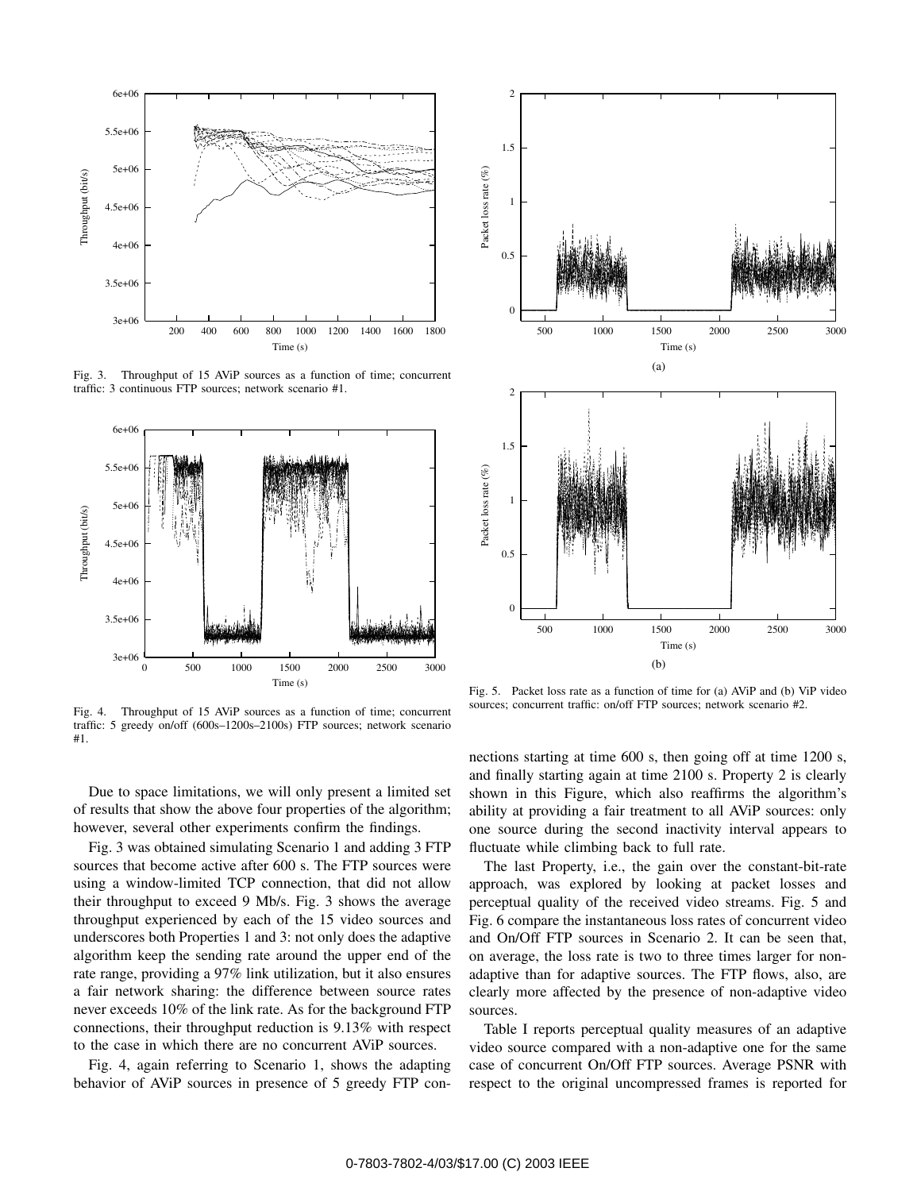Fig. 3. Throughput of 15 AViP sources as a function of time; concurrent traffic: 3 continuous FTP sources; network scenario #1.

Fig. 4. Throughput of 15 AViP sources as a function of time; concurrent traffic: 5 greedy on/off (600s–1200s–2100s) FTP sources; network scenario #1.

Fig. 5. Packet loss rate as a function of time for (a) AViP and (b) ViP video sources; concurrent traffic: on/off FTP sources; network scenario #2.

Due to space limitations, we will only present a limited set of results that show the above four properties of the algorithm; however, several other experiments confirm the findings.

Fig. 3 was obtained simulating Scenario 1 and adding 3 FTP sources that become active after 600 s. The FTP sources were using a window-limited TCP connection, that did not allow their throughput to exceed 9 Mb/s. Fig. 3 shows the average throughput experienced by each of the 15 video sources and underscores both Properties 1 and 3: not only does the adaptive algorithm keep the sending rate around the upper end of the rate range, providing a 97% link utilization, but it also ensures a fair network sharing: the difference between source rates never exceeds 10% of the link rate. As for the background FTP connections, their throughput reduction is 9.13% with respect to the case in which there are no concurrent AViP sources.

Fig. 4, again referring to Scenario 1, shows the adapting behavior of AViP sources in presence of 5 greedy FTP connections starting at time 600 s, then going off at time 1200 s, and finally starting again at time 2100 s. Property 2 is clearly shown in this Figure, which also reaffirms the algorithm's ability at providing a fair treatment to all AViP sources: only one source during the second inactivity interval appears to fluctuate while climbing back to full rate.

The last Property, i.e., the gain over the constant-bit-rate approach, was explored by looking at packet losses and perceptual quality of the received video streams. Fig. 5 and Fig. 6 compare the instantaneous loss rates of concurrent video and On/Off FTP sources in Scenario 2. It can be seen that, on average, the loss rate is two to three times larger for non-adaptive than for adaptive sources. The FTP flows, also, are clearly more affected by the presence of non-adaptive video sources.

Table I reports perceptual quality measures of an adaptive video source compared with a non-adaptive one for the same case of concurrent On/Off FTP sources. Average PSNR with respect to the original uncompressed frames is reported for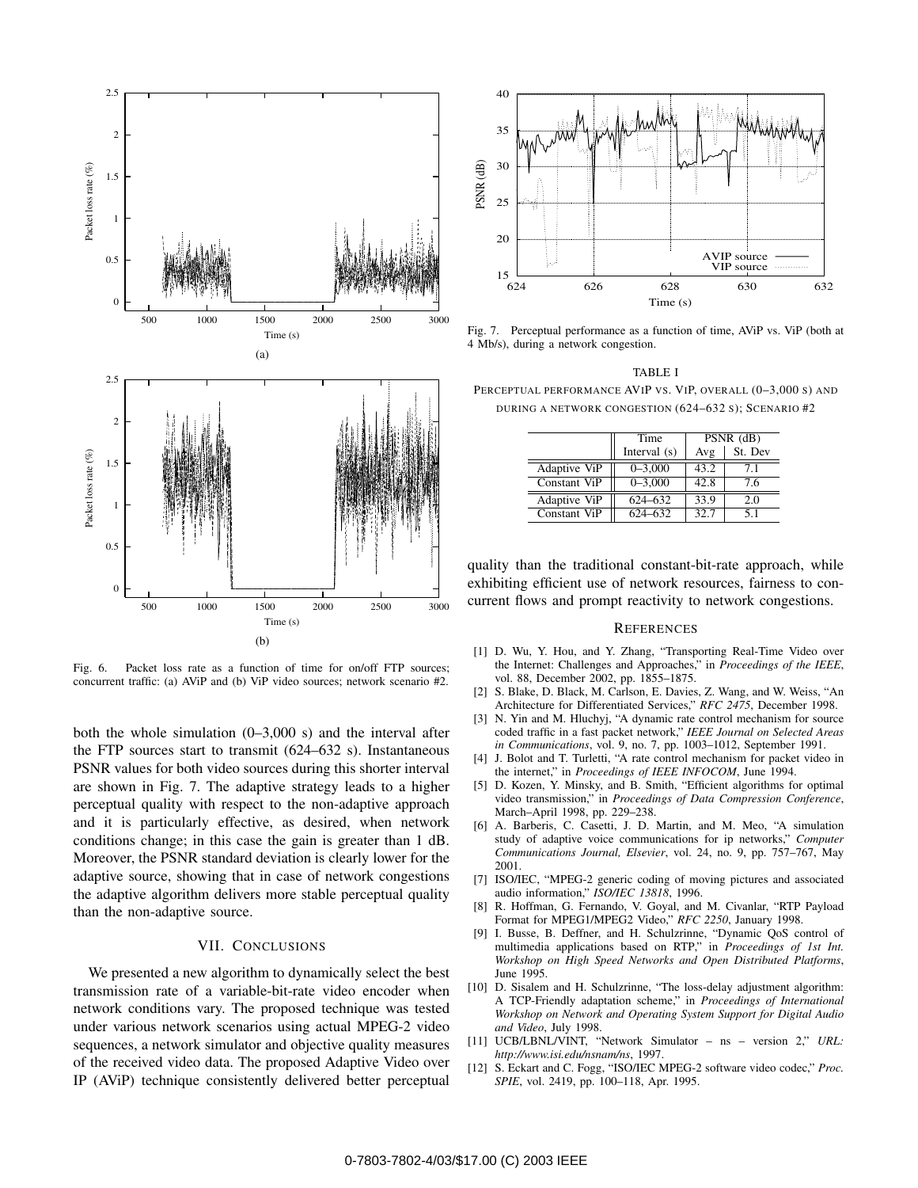2.5
2
1.5
1
0.5
0
Packet loss rate (%)
500 1000 1500 2000 2500 3000
Time (s)

(a)

2.5
2
1.5
1
0.5
0
Packet loss rate (%)
500 1000 1500 2000 2500 3000
Time (s)

(b)

Fig. 6. Packet loss rate as a function of time for on/off FTP sources; concurrent traffic: (a) AViP and (b) ViP video sources; network scenario #2.

both the whole simulation (0–3,000 s) and the interval after the FTP sources start to transmit (624–632 s). Instantaneous PSNR values for both video sources during this shorter interval are shown in Fig. 7. The adaptive strategy leads to a higher perceptual quality with respect to the non-adaptive approach and it is particularly effective, as desired, when network conditions change; in this case the gain is greater than 1 dB. Moreover, the PSNR standard deviation is clearly lower for the adaptive source, showing that in case of network congestions the adaptive algorithm delivers more stable perceptual quality than the non-adaptive source.

## VII. Conclusions

We presented a new algorithm to dynamically select the best transmission rate of a variable-bit-rate video encoder when network conditions vary. The proposed technique was tested under various network scenarios using actual MPEG-2 video sequences, a network simulator and objective quality measures of the received video data. The proposed Adaptive Video over IP (AViP) technique consistently delivered better perceptual quality than the traditional constant-bit-rate approach, while exhibiting efficient use of network resources, fairness to concurrent flows and prompt reactivity to network congestions.

40
35
30
25
20
15
PSNR (dB)
624 626 628 630 632
Time (s)
AVIP source
VIP source

Fig. 7. Perceptual performance as a function of time, AViP vs. ViP (both at 4 Mb/s), during a network congestion.

TABLE I
Perceptual performance AViP vs. ViP, overall (0–3,000 s) and during a network congestion (624–632 s); Scenario #2

| | Time Interval (s) | PSNR (dB) | |
|---|---|---|---|
| | | Avg | St. Dev |
| Adaptive ViP | 0–3,000 | 43.2 | 7.1 |
| Constant ViP | 0–3,000 | 42.8 | 7.6 |
| Adaptive ViP | 624–632 | 33.9 | 2.0 |
| Constant ViP | 624–632 | 32.7 | 5.1 |

## References

[1] D. Wu, Y. Hou, and Y. Zhang, "Transporting Real-Time Video over the Internet: Challenges and Approaches," in *Proceedings of the IEEE*, vol. 88, December 2002, pp. 1855–1875.

[2] S. Blake, D. Black, M. Carlson, E. Davies, Z. Wang, and W. Weiss, "An Architecture for Differentiated Services," *RFC 2475*, December 1998.

[3] N. Yin and M. Hluchyj, "A dynamic rate control mechanism for source coded traffic in a fast packet network," *IEEE Journal on Selected Areas in Communications*, vol. 9, no. 7, pp. 1003–1012, September 1991.

[4] J. Bolot and T. Turletti, "A rate control mechanism for packet video in the internet," in *Proceedings of IEEE INFOCOM*, June 1994.

[5] D. Kozen, Y. Minsky, and B. Smith, "Efficient algorithms for optimal video transmission," in *Proceedings of Data Compression Conference*, March–April 1998, pp. 229–238.

[6] A. Barberis, C. Casetti, J. D. Martin, and M. Meo, "A simulation study of adaptive voice communications for ip networks," *Computer Communications Journal, Elsevier*, vol. 24, no. 9, pp. 757–767, May 2001.

[7] ISO/IEC, "MPEG-2 generic coding of moving pictures and associated audio information," *ISO/IEC 13818*, 1996.

[8] R. Hoffman, G. Fernando, V. Goyal, and M. Civanlar, "RTP Payload Format for MPEG1/MPEG2 Video," *RFC 2250*, January 1998.

[9] I. Busse, B. Deffner, and H. Schulzrinne, "Dynamic QoS control of multimedia applications based on RTP," in *Proceedings of 1st Int. Workshop on High Speed Networks and Open Distributed Platforms*, June 1995.

[10] D. Sisalem and H. Schulzrinne, "The loss-delay adjustment algorithm: A TCP-Friendly adaptation scheme," in *Proceedings of International Workshop on Network and Operating System Support for Digital Audio and Video*, July 1998.

[11] UCB/LBNL/VINT, "Network Simulator – ns – version 2," *URL: http://www.isi.edu/nsnam/ns*, 1997.

[12] S. Eckart and C. Fogg, "ISO/IEC MPEG-2 software video codec," *Proc. SPIE*, vol. 2419, pp. 100–118, Apr. 1995.